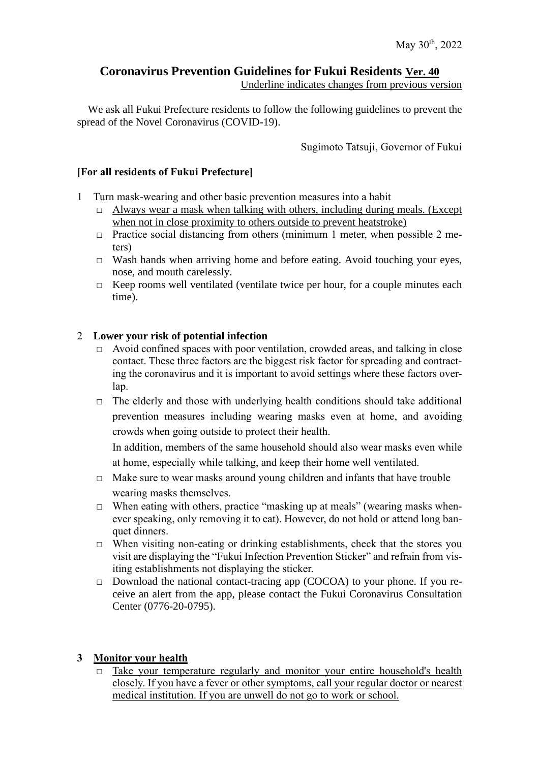May 30th, 2022

# Coronavirus Prevention Guidelines for Fukui Residents <u>**Ver. 40**</u>

<u>Underline indicates changes from previous version</u>

We ask all Fukui Prefecture residents to follow the following guidelines to prevent the spread of the Novel Coronavirus (COVID-19).

Sugimoto Tatsuji, Governor of Fukui

## [For all residents of Fukui Prefecture]

1 Turn mask-wearing and other basic prevention measures into a habit

- □ <u>Always wear a mask when talking with others, including during meals. (Except when not in close proximity to others outside to prevent heatstroke)</u>
- □ Practice social distancing from others (minimum 1 meter, when possible 2 meters)
- □ Wash hands when arriving home and before eating. Avoid touching your eyes, nose, and mouth carelessly.
- □ Keep rooms well ventilated (ventilate twice per hour, for a couple minutes each time).

2 **Lower your risk of potential infection**

- □ Avoid confined spaces with poor ventilation, crowded areas, and talking in close contact. These three factors are the biggest risk factor for spreading and contracting the coronavirus and it is important to avoid settings where these factors overlap.
- □ The elderly and those with underlying health conditions should take additional prevention measures including wearing masks even at home, and avoiding crowds when going outside to protect their health.

  In addition, members of the same household should also wear masks even while at home, especially while talking, and keep their home well ventilated.
- □ Make sure to wear masks around young children and infants that have trouble wearing masks themselves.
- □ When eating with others, practice "masking up at meals" (wearing masks whenever speaking, only removing it to eat). However, do not hold or attend long banquet dinners.
- □ When visiting non-eating or drinking establishments, check that the stores you visit are displaying the "Fukui Infection Prevention Sticker" and refrain from visiting establishments not displaying the sticker.
- □ Download the national contact-tracing app (COCOA) to your phone. If you receive an alert from the app, please contact the Fukui Coronavirus Consultation Center (0776-20-0795).

**3 <u>Monitor your health</u>**

- □ <u>Take your temperature regularly and monitor your entire household's health closely. If you have a fever or other symptoms, call your regular doctor or nearest medical institution. If you are unwell do not go to work or school.</u>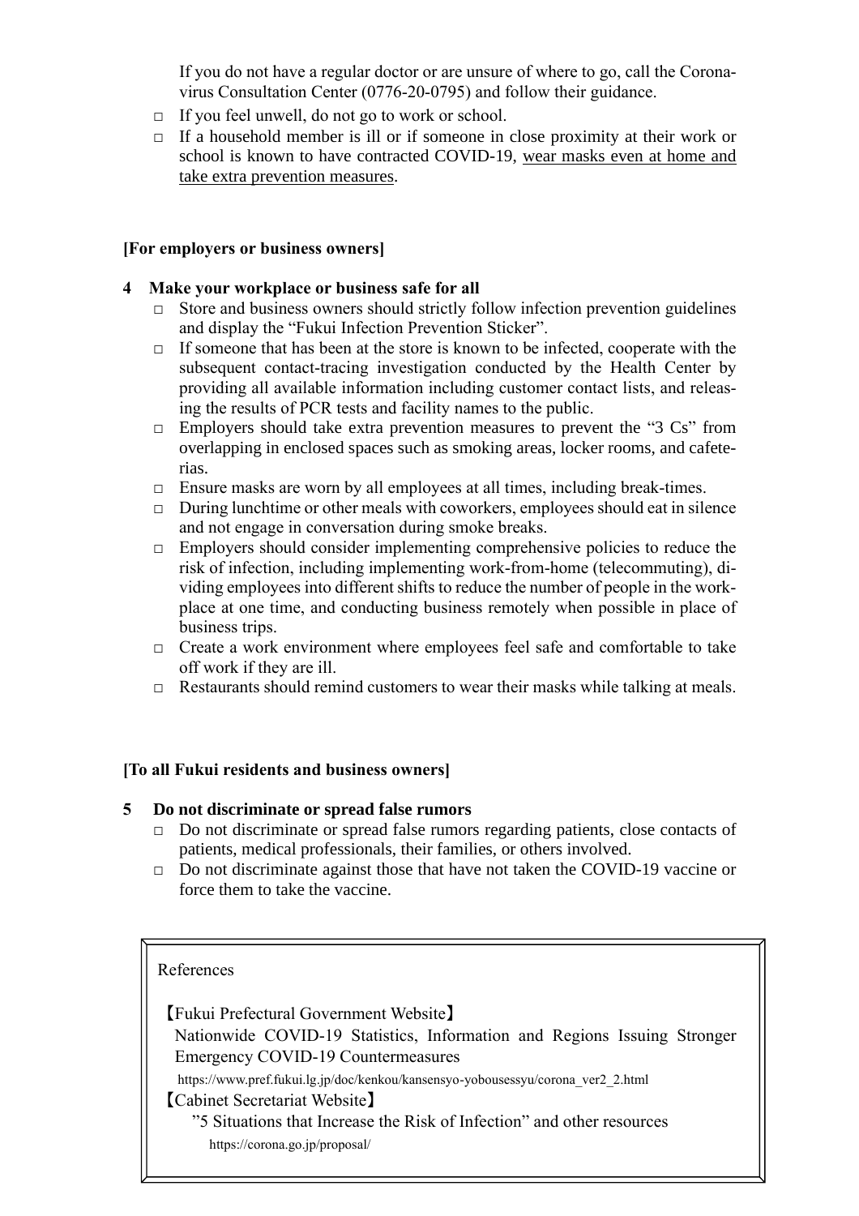If you do not have a regular doctor or are unsure of where to go, call the Coronavirus Consultation Center (0776-20-0795) and follow their guidance.

- □ If you feel unwell, do not go to work or school.
- □ If a household member is ill or if someone in close proximity at their work or school is known to have contracted COVID-19, <u>wear masks even at home and take extra prevention measures</u>.

**[For employers or business owners]**

**4　Make your workplace or business safe for all**

- □ Store and business owners should strictly follow infection prevention guidelines and display the "Fukui Infection Prevention Sticker".
- □ If someone that has been at the store is known to be infected, cooperate with the subsequent contact-tracing investigation conducted by the Health Center by providing all available information including customer contact lists, and releasing the results of PCR tests and facility names to the public.
- □ Employers should take extra prevention measures to prevent the "3 Cs" from overlapping in enclosed spaces such as smoking areas, locker rooms, and cafeterias.
- □ Ensure masks are worn by all employees at all times, including break-times.
- □ During lunchtime or other meals with coworkers, employees should eat in silence and not engage in conversation during smoke breaks.
- □ Employers should consider implementing comprehensive policies to reduce the risk of infection, including implementing work-from-home (telecommuting), dividing employees into different shifts to reduce the number of people in the workplace at one time, and conducting business remotely when possible in place of business trips.
- □ Create a work environment where employees feel safe and comfortable to take off work if they are ill.
- □ Restaurants should remind customers to wear their masks while talking at meals.

**[To all Fukui residents and business owners]**

**5　Do not discriminate or spread false rumors**

- □ Do not discriminate or spread false rumors regarding patients, close contacts of patients, medical professionals, their families, or others involved.
- □ Do not discriminate against those that have not taken the COVID-19 vaccine or force them to take the vaccine.

References

【Fukui Prefectural Government Website】
Nationwide COVID-19 Statistics, Information and Regions Issuing Stronger Emergency COVID-19 Countermeasures
https://www.pref.fukui.lg.jp/doc/kenkou/kansensyo-yobousessyu/corona_ver2_2.html

【Cabinet Secretariat Website】
"5 Situations that Increase the Risk of Infection" and other resources
https://corona.go.jp/proposal/